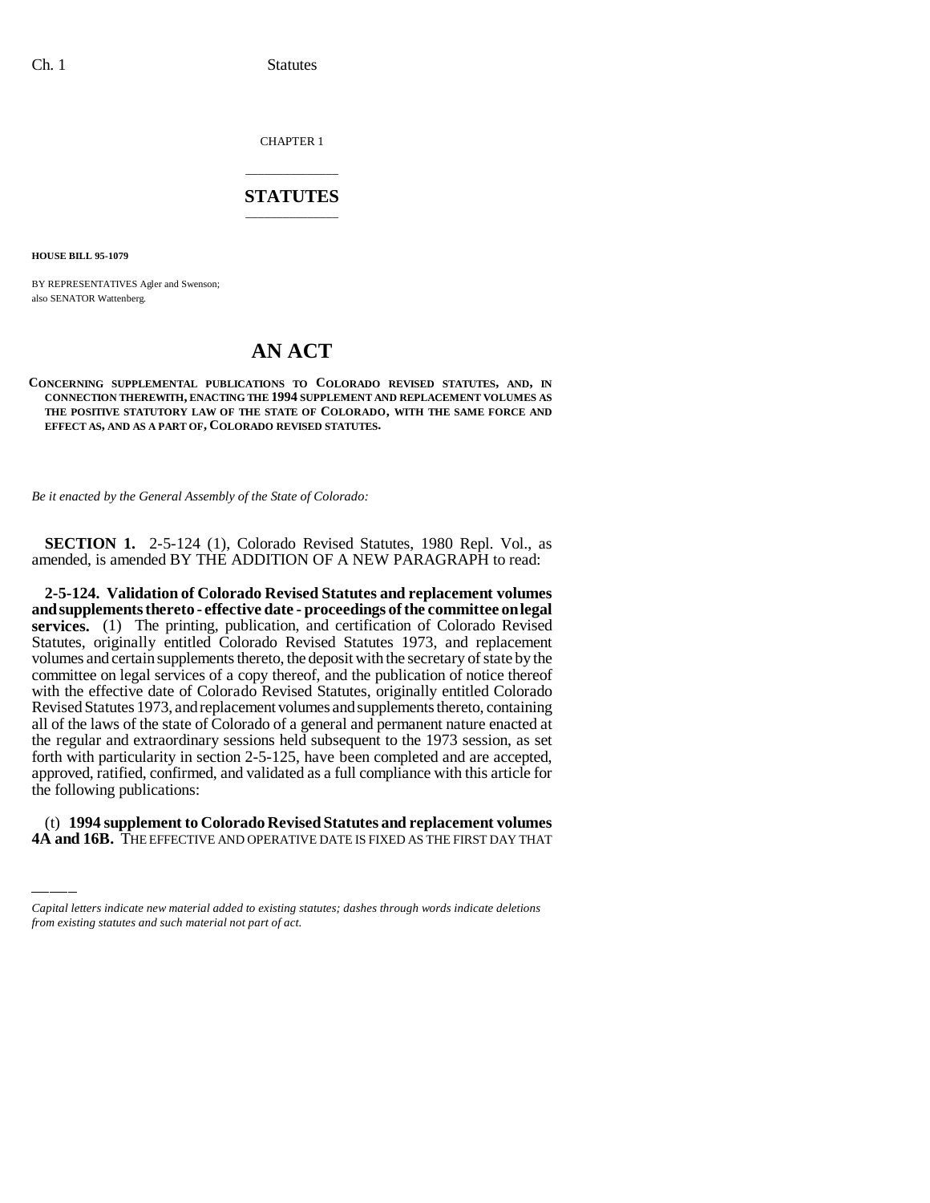CHAPTER 1

## STATUTES

**HOUSE BILL 95-1079**

BY REPRESENTATIVES Agler and Swenson;
also SENATOR Wattenberg.

# AN ACT

**CONCERNING SUPPLEMENTAL PUBLICATIONS TO COLORADO REVISED STATUTES, AND, IN CONNECTION THEREWITH, ENACTING THE 1994 SUPPLEMENT AND REPLACEMENT VOLUMES AS THE POSITIVE STATUTORY LAW OF THE STATE OF COLORADO, WITH THE SAME FORCE AND EFFECT AS, AND AS A PART OF, COLORADO REVISED STATUTES.**

*Be it enacted by the General Assembly of the State of Colorado:*

**SECTION 1.** 2-5-124 (1), Colorado Revised Statutes, 1980 Repl. Vol., as amended, is amended BY THE ADDITION OF A NEW PARAGRAPH to read:

**2-5-124. Validation of Colorado Revised Statutes and replacement volumes and supplements thereto - effective date - proceedings of the committee on legal services.** (1) The printing, publication, and certification of Colorado Revised Statutes, originally entitled Colorado Revised Statutes 1973, and replacement volumes and certain supplements thereto, the deposit with the secretary of state by the committee on legal services of a copy thereof, and the publication of notice thereof with the effective date of Colorado Revised Statutes, originally entitled Colorado Revised Statutes 1973, and replacement volumes and supplements thereto, containing all of the laws of the state of Colorado of a general and permanent nature enacted at the regular and extraordinary sessions held subsequent to the 1973 session, as set forth with particularity in section 2-5-125, have been completed and are accepted, approved, ratified, confirmed, and validated as a full compliance with this article for the following publications:

(t) **1994 supplement to Colorado Revised Statutes and replacement volumes 4A and 16B.** THE EFFECTIVE AND OPERATIVE DATE IS FIXED AS THE FIRST DAY THAT

*Capital letters indicate new material added to existing statutes; dashes through words indicate deletions from existing statutes and such material not part of act.*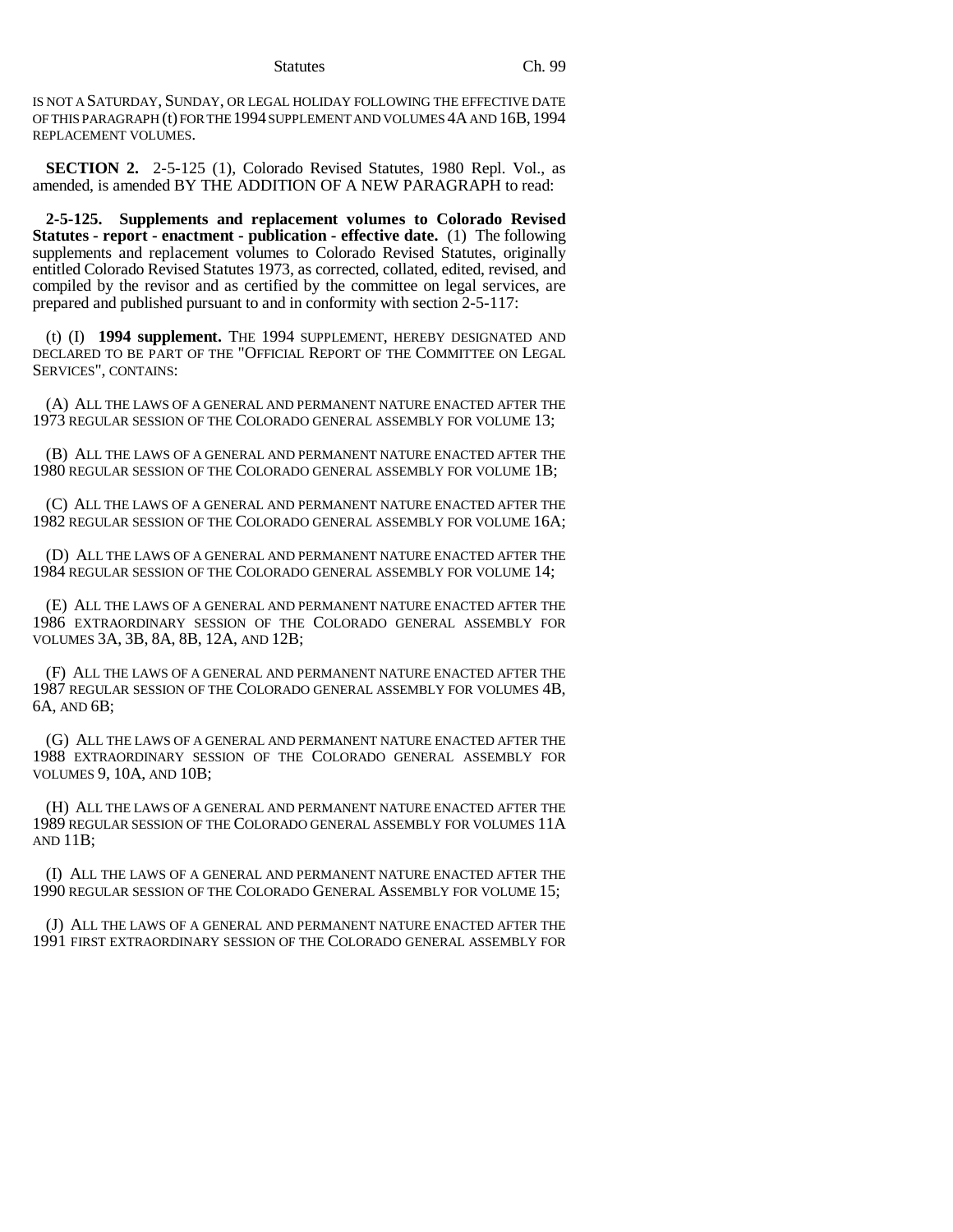IS NOT A SATURDAY, SUNDAY, OR LEGAL HOLIDAY FOLLOWING THE EFFECTIVE DATE OF THIS PARAGRAPH (t) FOR THE 1994 SUPPLEMENT AND VOLUMES 4A AND 16B, 1994 REPLACEMENT VOLUMES.

**SECTION 2.** 2-5-125 (1), Colorado Revised Statutes, 1980 Repl. Vol., as amended, is amended BY THE ADDITION OF A NEW PARAGRAPH to read:

**2-5-125. Supplements and replacement volumes to Colorado Revised Statutes - report - enactment - publication - effective date.** (1) The following supplements and replacement volumes to Colorado Revised Statutes, originally entitled Colorado Revised Statutes 1973, as corrected, collated, edited, revised, and compiled by the revisor and as certified by the committee on legal services, are prepared and published pursuant to and in conformity with section 2-5-117:

(t) (I) **1994 supplement.** THE 1994 SUPPLEMENT, HEREBY DESIGNATED AND DECLARED TO BE PART OF THE "OFFICIAL REPORT OF THE COMMITTEE ON LEGAL SERVICES", CONTAINS:

(A) ALL THE LAWS OF A GENERAL AND PERMANENT NATURE ENACTED AFTER THE 1973 REGULAR SESSION OF THE COLORADO GENERAL ASSEMBLY FOR VOLUME 13;

(B) ALL THE LAWS OF A GENERAL AND PERMANENT NATURE ENACTED AFTER THE 1980 REGULAR SESSION OF THE COLORADO GENERAL ASSEMBLY FOR VOLUME 1B;

(C) ALL THE LAWS OF A GENERAL AND PERMANENT NATURE ENACTED AFTER THE 1982 REGULAR SESSION OF THE COLORADO GENERAL ASSEMBLY FOR VOLUME 16A;

(D) ALL THE LAWS OF A GENERAL AND PERMANENT NATURE ENACTED AFTER THE 1984 REGULAR SESSION OF THE COLORADO GENERAL ASSEMBLY FOR VOLUME 14;

(E) ALL THE LAWS OF A GENERAL AND PERMANENT NATURE ENACTED AFTER THE 1986 EXTRAORDINARY SESSION OF THE COLORADO GENERAL ASSEMBLY FOR VOLUMES 3A, 3B, 8A, 8B, 12A, AND 12B;

(F) ALL THE LAWS OF A GENERAL AND PERMANENT NATURE ENACTED AFTER THE 1987 REGULAR SESSION OF THE COLORADO GENERAL ASSEMBLY FOR VOLUMES 4B, 6A, AND 6B;

(G) ALL THE LAWS OF A GENERAL AND PERMANENT NATURE ENACTED AFTER THE 1988 EXTRAORDINARY SESSION OF THE COLORADO GENERAL ASSEMBLY FOR VOLUMES 9, 10A, AND 10B;

(H) ALL THE LAWS OF A GENERAL AND PERMANENT NATURE ENACTED AFTER THE 1989 REGULAR SESSION OF THE COLORADO GENERAL ASSEMBLY FOR VOLUMES 11A AND 11B;

(I) ALL THE LAWS OF A GENERAL AND PERMANENT NATURE ENACTED AFTER THE 1990 REGULAR SESSION OF THE COLORADO GENERAL ASSEMBLY FOR VOLUME 15;

(J) ALL THE LAWS OF A GENERAL AND PERMANENT NATURE ENACTED AFTER THE 1991 FIRST EXTRAORDINARY SESSION OF THE COLORADO GENERAL ASSEMBLY FOR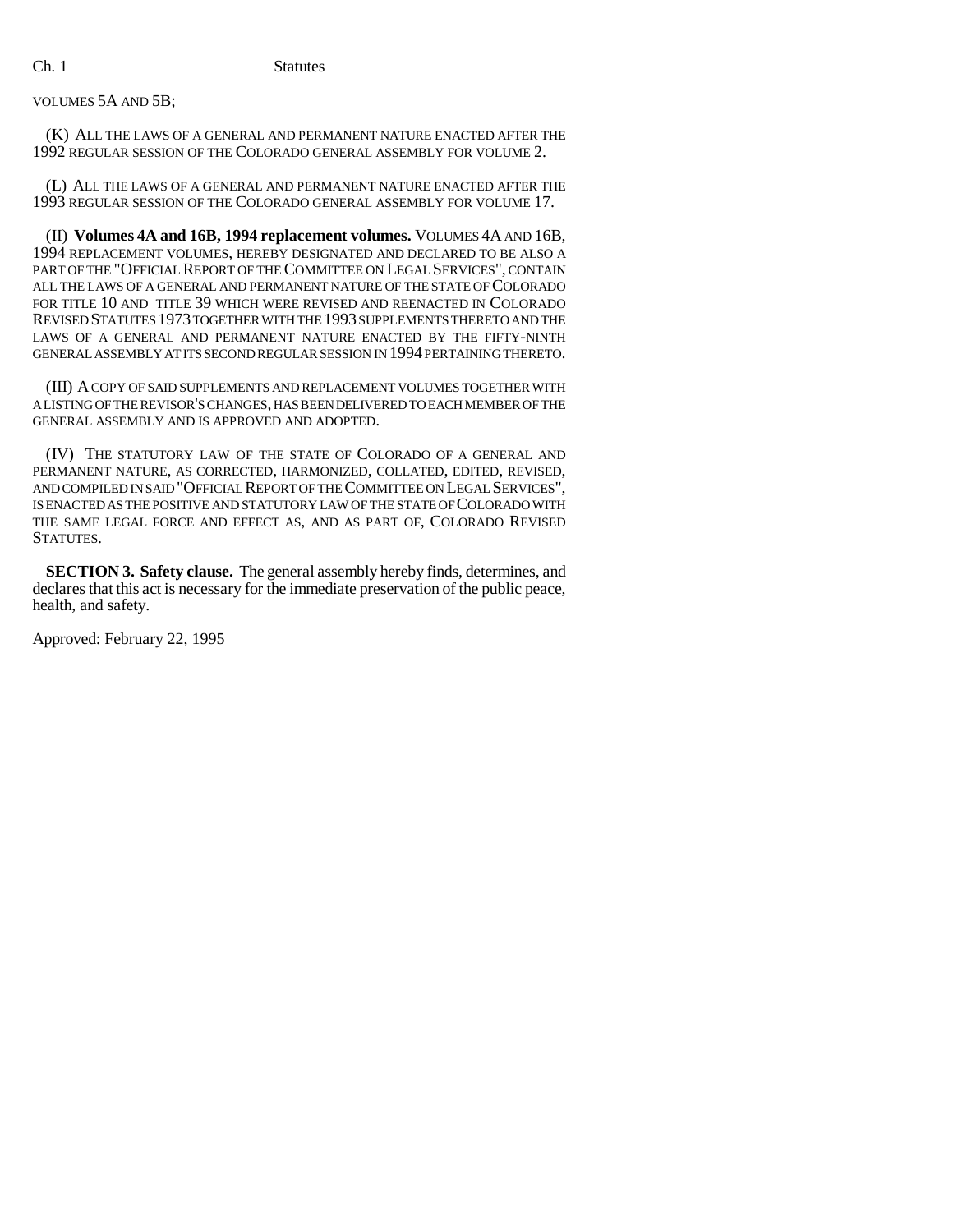VOLUMES 5A AND 5B;

(K) ALL THE LAWS OF A GENERAL AND PERMANENT NATURE ENACTED AFTER THE 1992 REGULAR SESSION OF THE COLORADO GENERAL ASSEMBLY FOR VOLUME 2.

(L) ALL THE LAWS OF A GENERAL AND PERMANENT NATURE ENACTED AFTER THE 1993 REGULAR SESSION OF THE COLORADO GENERAL ASSEMBLY FOR VOLUME 17.

(II) **Volumes 4A and 16B, 1994 replacement volumes.** VOLUMES 4A AND 16B, 1994 REPLACEMENT VOLUMES, HEREBY DESIGNATED AND DECLARED TO BE ALSO A PART OF THE "OFFICIAL REPORT OF THE COMMITTEE ON LEGAL SERVICES", CONTAIN ALL THE LAWS OF A GENERAL AND PERMANENT NATURE OF THE STATE OF COLORADO FOR TITLE 10 AND TITLE 39 WHICH WERE REVISED AND REENACTED IN COLORADO REVISED STATUTES 1973 TOGETHER WITH THE 1993 SUPPLEMENTS THERETO AND THE LAWS OF A GENERAL AND PERMANENT NATURE ENACTED BY THE FIFTY-NINTH GENERAL ASSEMBLY AT ITS SECOND REGULAR SESSION IN 1994 PERTAINING THERETO.

(III) A COPY OF SAID SUPPLEMENTS AND REPLACEMENT VOLUMES TOGETHER WITH A LISTING OF THE REVISOR'S CHANGES, HAS BEEN DELIVERED TO EACH MEMBER OF THE GENERAL ASSEMBLY AND IS APPROVED AND ADOPTED.

(IV) THE STATUTORY LAW OF THE STATE OF COLORADO OF A GENERAL AND PERMANENT NATURE, AS CORRECTED, HARMONIZED, COLLATED, EDITED, REVISED, AND COMPILED IN SAID "OFFICIAL REPORT OF THE COMMITTEE ON LEGAL SERVICES", IS ENACTED AS THE POSITIVE AND STATUTORY LAW OF THE STATE OF COLORADO WITH THE SAME LEGAL FORCE AND EFFECT AS, AND AS PART OF, COLORADO REVISED STATUTES.

**SECTION 3. Safety clause.** The general assembly hereby finds, determines, and declares that this act is necessary for the immediate preservation of the public peace, health, and safety.

Approved: February 22, 1995